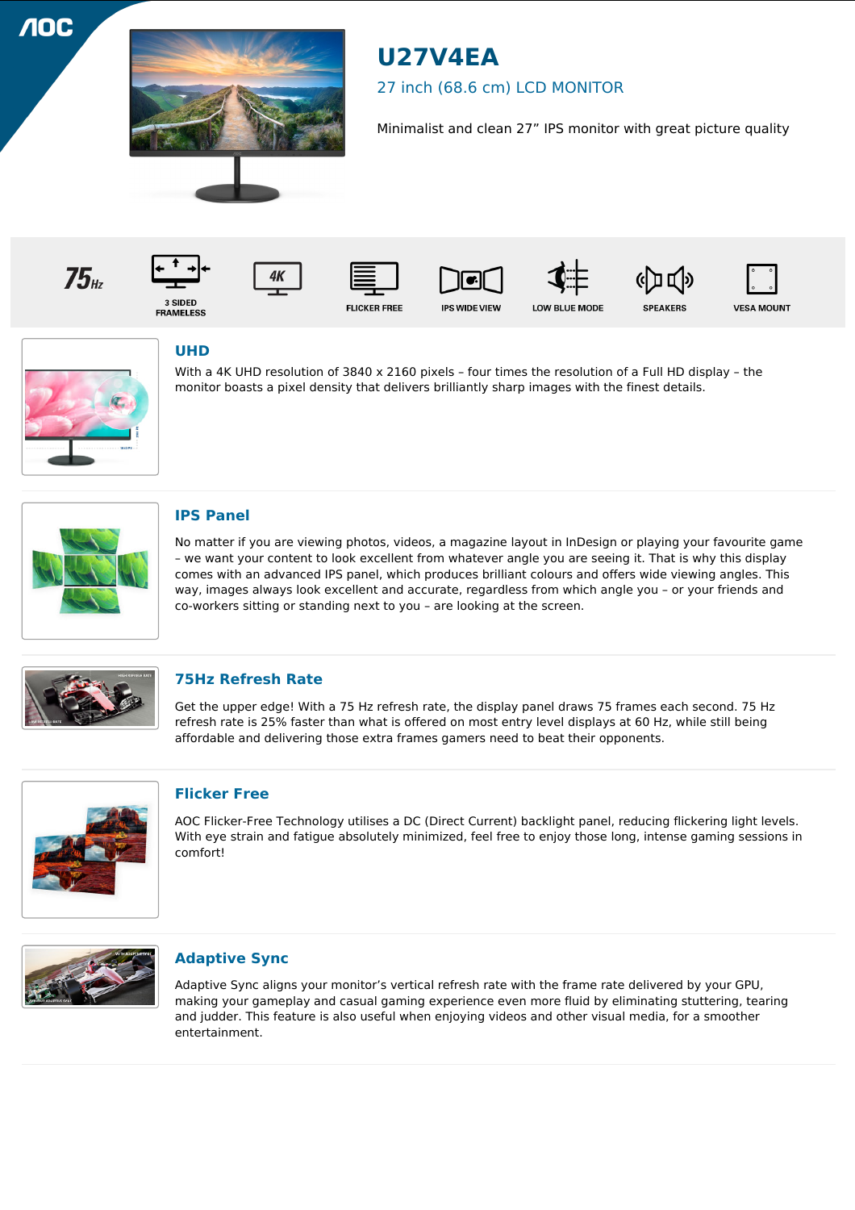# U27V4EA

27 inch (68.6 cm) LCD MONITOR

Minimalist and clean 27" IPS monitor with great picture quality

75Hz | 3 SIDED FRAMELESS | 4K | FLICKER FREE | IPS WIDE VIEW | LOW BLUE MODE | SPEAKERS | VESA MOUNT

## UHD

With a 4K UHD resolution of 3840 x 2160 pixels – four times the resolution of a Full HD display – the monitor boasts a pixel density that delivers brilliantly sharp images with the finest details.

## IPS Panel

No matter if you are viewing photos, videos, a magazine layout in InDesign or playing your favourite game – we want your content to look excellent from whatever angle you are seeing it. That is why this display comes with an advanced IPS panel, which produces brilliant colours and offers wide viewing angles. This way, images always look excellent and accurate, regardless from which angle you – or your friends and co-workers sitting or standing next to you – are looking at the screen.

## 75Hz Refresh Rate

Get the upper edge! With a 75 Hz refresh rate, the display panel draws 75 frames each second. 75 Hz refresh rate is 25% faster than what is offered on most entry level displays at 60 Hz, while still being affordable and delivering those extra frames gamers need to beat their opponents.

## Flicker Free

AOC Flicker-Free Technology utilises a DC (Direct Current) backlight panel, reducing flickering light levels. With eye strain and fatigue absolutely minimized, feel free to enjoy those long, intense gaming sessions in comfort!

## Adaptive Sync

Adaptive Sync aligns your monitor's vertical refresh rate with the frame rate delivered by your GPU, making your gameplay and casual gaming experience even more fluid by eliminating stuttering, tearing and judder. This feature is also useful when enjoying videos and other visual media, for a smoother entertainment.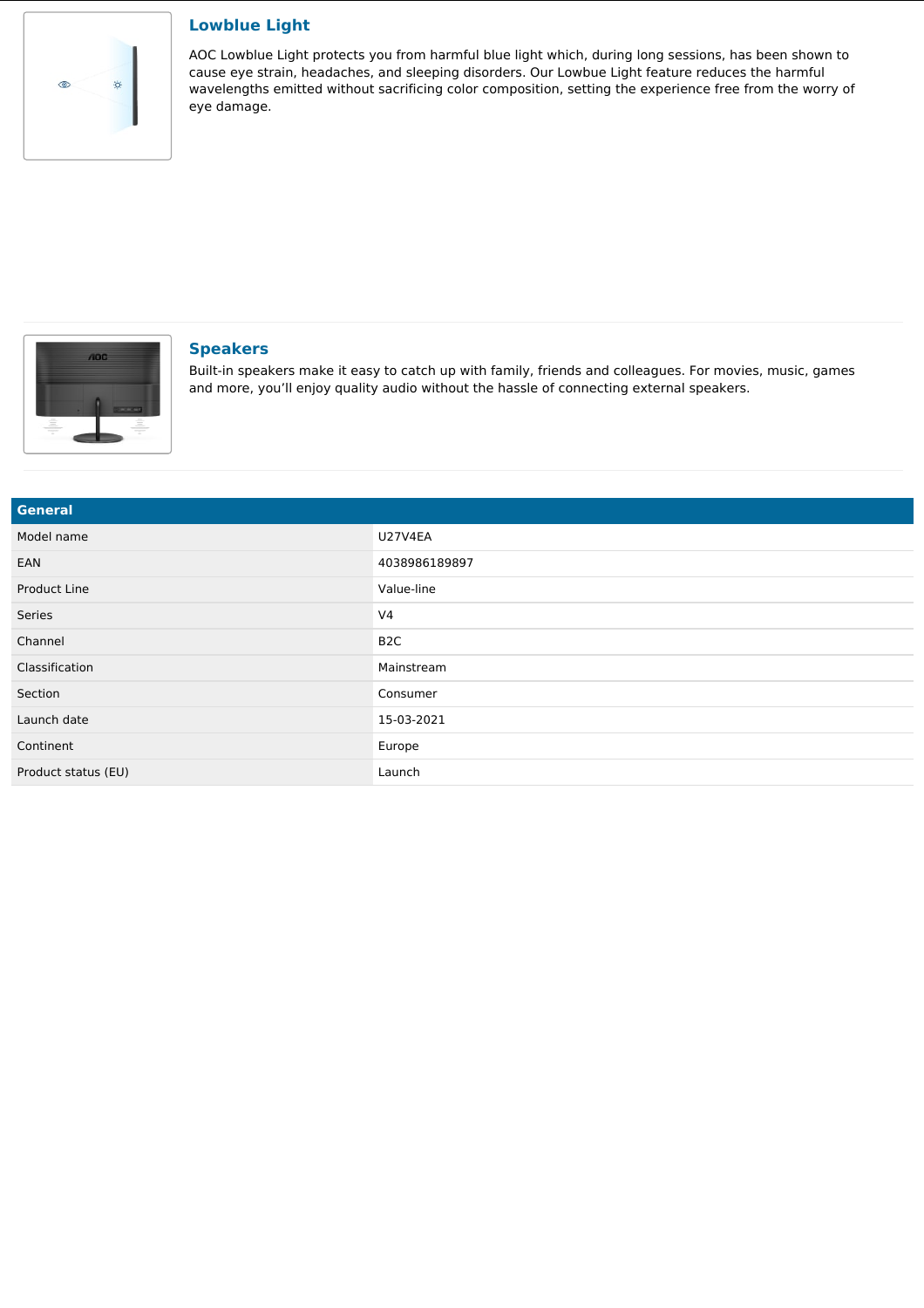## Lowblue Light

AOC Lowblue Light protects you from harmful blue light which, during long sessions, has been shown to cause eye strain, headaches, and sleeping disorders. Our Lowbue Light feature reduces the harmful wavelengths emitted without sacrificing color composition, setting the experience free from the worry of eye damage.

## Speakers

Built-in speakers make it easy to catch up with family, friends and colleagues. For movies, music, games and more, you'll enjoy quality audio without the hassle of connecting external speakers.

| General | |
|---|---|
| Model name | U27V4EA |
| EAN | 4038986189897 |
| Product Line | Value-line |
| Series | V4 |
| Channel | B2C |
| Classification | Mainstream |
| Section | Consumer |
| Launch date | 15-03-2021 |
| Continent | Europe |
| Product status (EU) | Launch |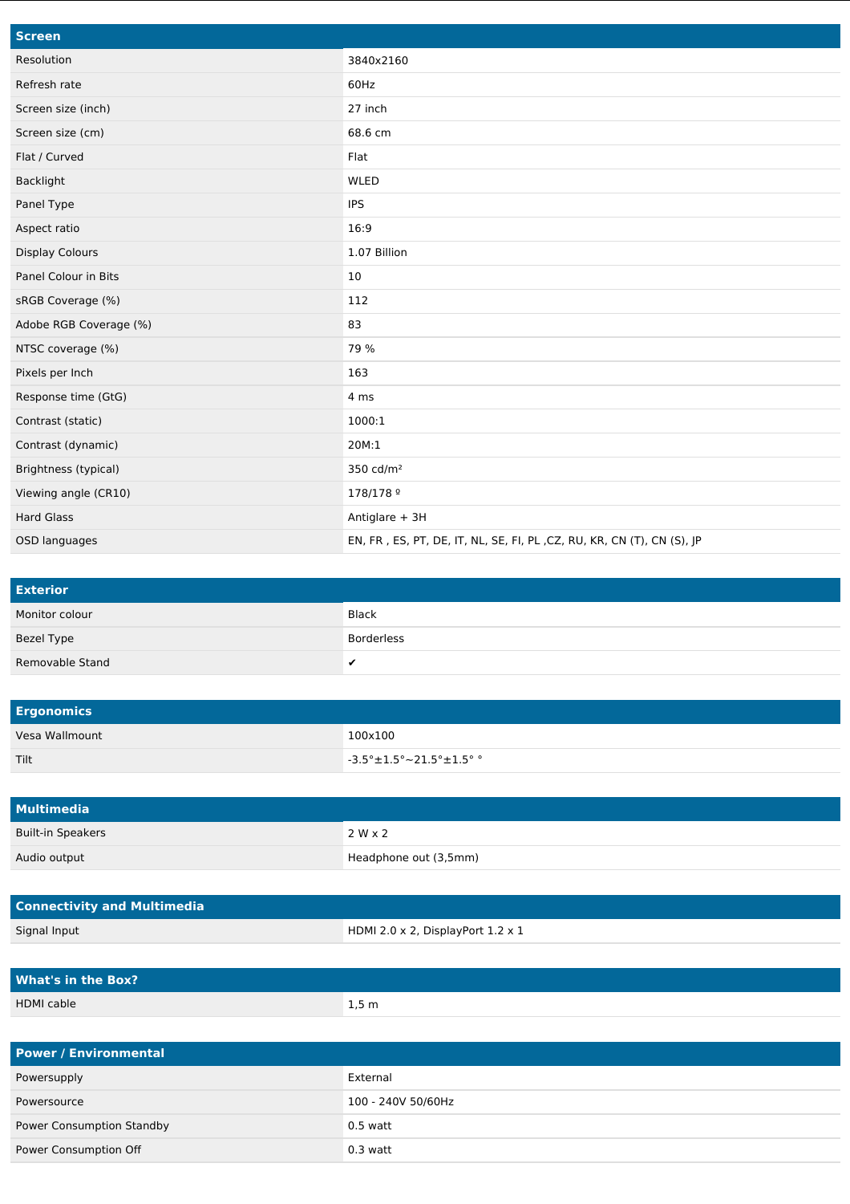| Screen | |
|---|---|
| Resolution | 3840x2160 |
| Refresh rate | 60Hz |
| Screen size (inch) | 27 inch |
| Screen size (cm) | 68.6 cm |
| Flat / Curved | Flat |
| Backlight | WLED |
| Panel Type | IPS |
| Aspect ratio | 16:9 |
| Display Colours | 1.07 Billion |
| Panel Colour in Bits | 10 |
| sRGB Coverage (%) | 112 |
| Adobe RGB Coverage (%) | 83 |
| NTSC coverage (%) | 79 % |
| Pixels per Inch | 163 |
| Response time (GtG) | 4 ms |
| Contrast (static) | 1000:1 |
| Contrast (dynamic) | 20M:1 |
| Brightness (typical) | 350 cd/m² |
| Viewing angle (CR10) | 178/178 º |
| Hard Glass | Antiglare + 3H |
| OSD languages | EN, FR , ES, PT, DE, IT, NL, SE, FI, PL ,CZ, RU, KR, CN (T), CN (S), JP |

| Exterior | |
|---|---|
| Monitor colour | Black |
| Bezel Type | Borderless |
| Removable Stand | ✔ |

| Ergonomics | |
|---|---|
| Vesa Wallmount | 100x100 |
| Tilt | -3.5°±1.5°~21.5°±1.5° ° |

| Multimedia | |
|---|---|
| Built-in Speakers | 2 W x 2 |
| Audio output | Headphone out (3,5mm) |

| Connectivity and Multimedia | |
|---|---|
| Signal Input | HDMI 2.0 x 2, DisplayPort 1.2 x 1 |

| What's in the Box? | |
|---|---|
| HDMI cable | 1,5 m |

| Power / Environmental | |
|---|---|
| Powersupply | External |
| Powersource | 100 - 240V 50/60Hz |
| Power Consumption Standby | 0.5 watt |
| Power Consumption Off | 0.3 watt |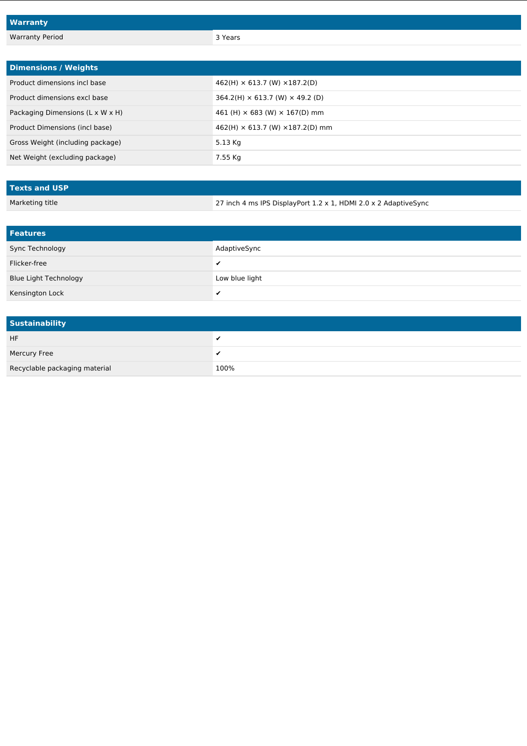| Warranty | |
|---|---|
| Warranty Period | 3 Years |

| Dimensions / Weights | |
|---|---|
| Product dimensions incl base | 462(H) × 613.7 (W) ×187.2(D) |
| Product dimensions excl base | 364.2(H) × 613.7 (W) × 49.2 (D) |
| Packaging Dimensions (L x W x H) | 461 (H) × 683 (W) × 167(D) mm |
| Product Dimensions (incl base) | 462(H) × 613.7 (W) ×187.2(D) mm |
| Gross Weight (including package) | 5.13 Kg |
| Net Weight (excluding package) | 7.55 Kg |

| Texts and USP | |
|---|---|
| Marketing title | 27 inch 4 ms IPS DisplayPort 1.2 x 1, HDMI 2.0 x 2 AdaptiveSync |

| Features | |
|---|---|
| Sync Technology | AdaptiveSync |
| Flicker-free | ✔ |
| Blue Light Technology | Low blue light |
| Kensington Lock | ✔ |

| Sustainability | |
|---|---|
| HF | ✔ |
| Mercury Free | ✔ |
| Recyclable packaging material | 100% |